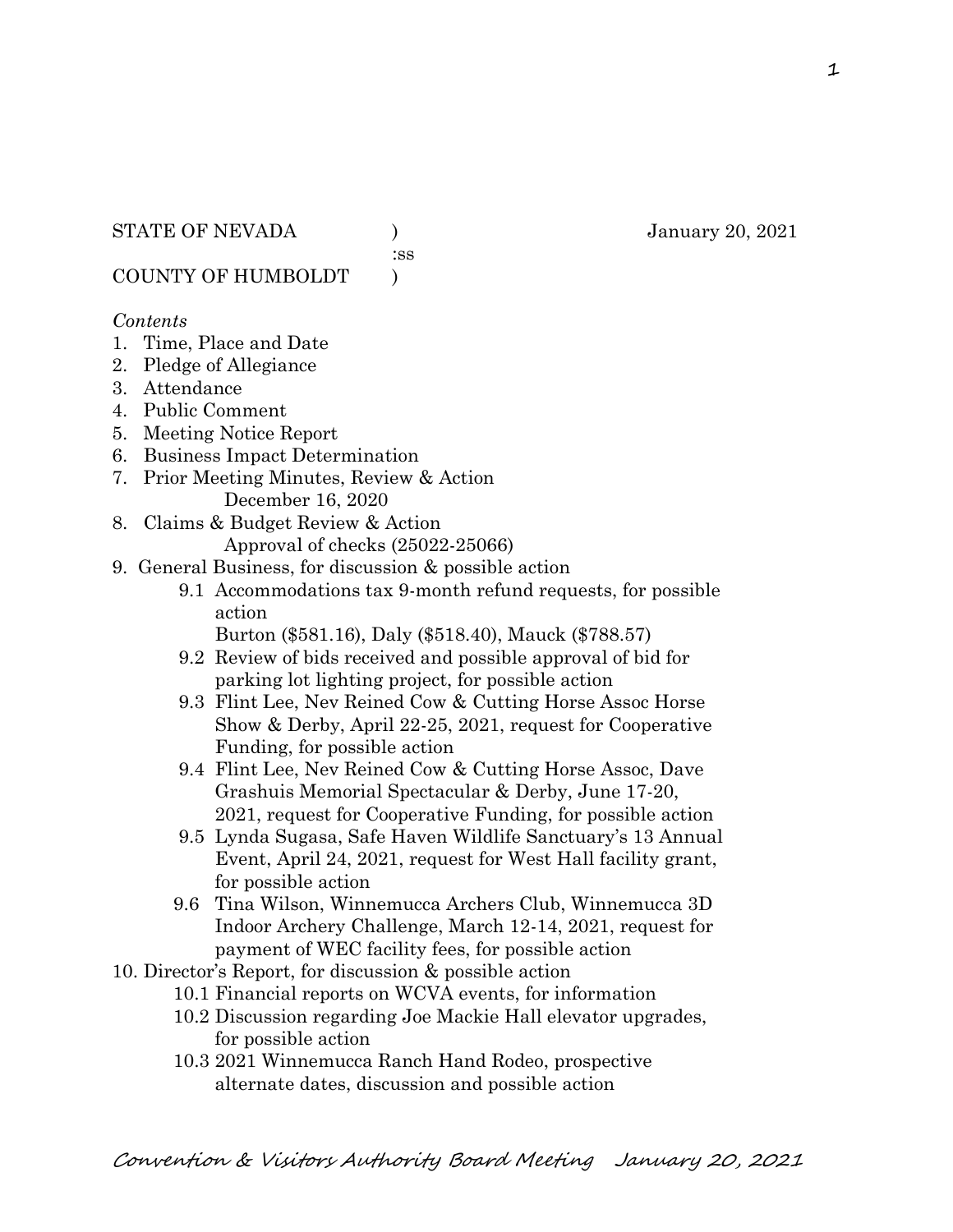STATE OF NEVADA ) January 20, 2021
:ss
COUNTY OF HUMBOLDT )

*Contents*

1. Time, Place and Date
2. Pledge of Allegiance
3. Attendance
4. Public Comment
5. Meeting Notice Report
6. Business Impact Determination
7. Prior Meeting Minutes, Review & Action
   December 16, 2020
8. Claims & Budget Review & Action
   Approval of checks (25022-25066)
9. General Business, for discussion & possible action
   - 9.1 Accommodations tax 9-month refund requests, for possible action
     Burton ($581.16), Daly ($518.40), Mauck ($788.57)
   - 9.2 Review of bids received and possible approval of bid for parking lot lighting project, for possible action
   - 9.3 Flint Lee, Nev Reined Cow & Cutting Horse Assoc Horse Show & Derby, April 22-25, 2021, request for Cooperative Funding, for possible action
   - 9.4 Flint Lee, Nev Reined Cow & Cutting Horse Assoc, Dave Grashuis Memorial Spectacular & Derby, June 17-20, 2021, request for Cooperative Funding, for possible action
   - 9.5 Lynda Sugasa, Safe Haven Wildlife Sanctuary's 13 Annual Event, April 24, 2021, request for West Hall facility grant, for possible action
   - 9.6 Tina Wilson, Winnemucca Archers Club, Winnemucca 3D Indoor Archery Challenge, March 12-14, 2021, request for payment of WEC facility fees, for possible action
10. Director's Report, for discussion & possible action
    - 10.1 Financial reports on WCVA events, for information
    - 10.2 Discussion regarding Joe Mackie Hall elevator upgrades, for possible action
    - 10.3 2021 Winnemucca Ranch Hand Rodeo, prospective alternate dates, discussion and possible action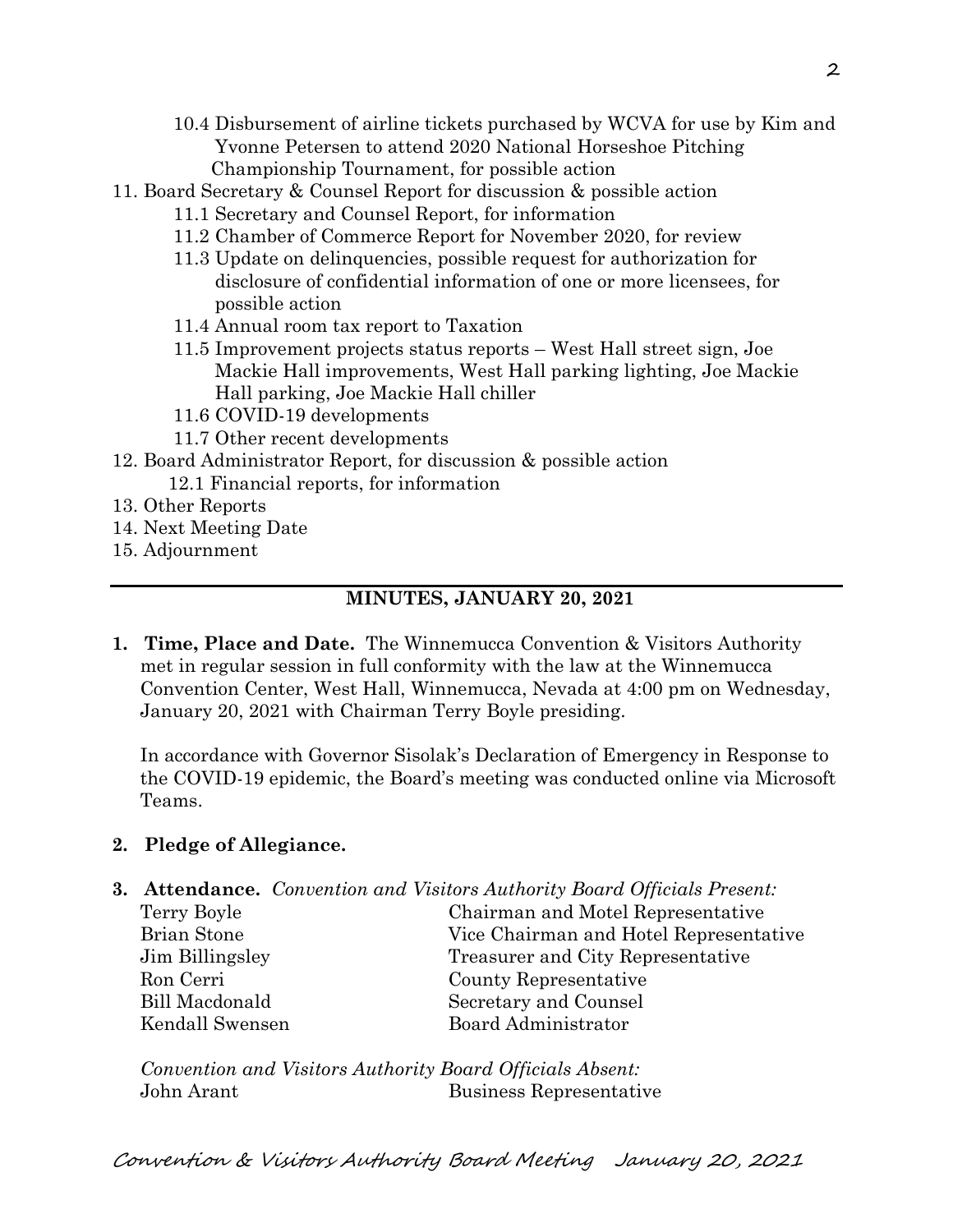10.4 Disbursement of airline tickets purchased by WCVA for use by Kim and Yvonne Petersen to attend 2020 National Horseshoe Pitching Championship Tournament, for possible action

11. Board Secretary & Counsel Report for discussion & possible action
    - 11.1 Secretary and Counsel Report, for information
    - 11.2 Chamber of Commerce Report for November 2020, for review
    - 11.3 Update on delinquencies, possible request for authorization for disclosure of confidential information of one or more licensees, for possible action
    - 11.4 Annual room tax report to Taxation
    - 11.5 Improvement projects status reports – West Hall street sign, Joe Mackie Hall improvements, West Hall parking lighting, Joe Mackie Hall parking, Joe Mackie Hall chiller
    - 11.6 COVID-19 developments
    - 11.7 Other recent developments
12. Board Administrator Report, for discussion & possible action
    - 12.1 Financial reports, for information
13. Other Reports
14. Next Meeting Date
15. Adjournment

---

## MINUTES, JANUARY 20, 2021

**1. Time, Place and Date.** The Winnemucca Convention & Visitors Authority met in regular session in full conformity with the law at the Winnemucca Convention Center, West Hall, Winnemucca, Nevada at 4:00 pm on Wednesday, January 20, 2021 with Chairman Terry Boyle presiding.

In accordance with Governor Sisolak's Declaration of Emergency in Response to the COVID-19 epidemic, the Board's meeting was conducted online via Microsoft Teams.

**2. Pledge of Allegiance.**

**3. Attendance.** *Convention and Visitors Authority Board Officials Present:*

| | |
|---|---|
| Terry Boyle | Chairman and Motel Representative |
| Brian Stone | Vice Chairman and Hotel Representative |
| Jim Billingsley | Treasurer and City Representative |
| Ron Cerri | County Representative |
| Bill Macdonald | Secretary and Counsel |
| Kendall Swensen | Board Administrator |

*Convention and Visitors Authority Board Officials Absent:*

| | |
|---|---|
| John Arant | Business Representative |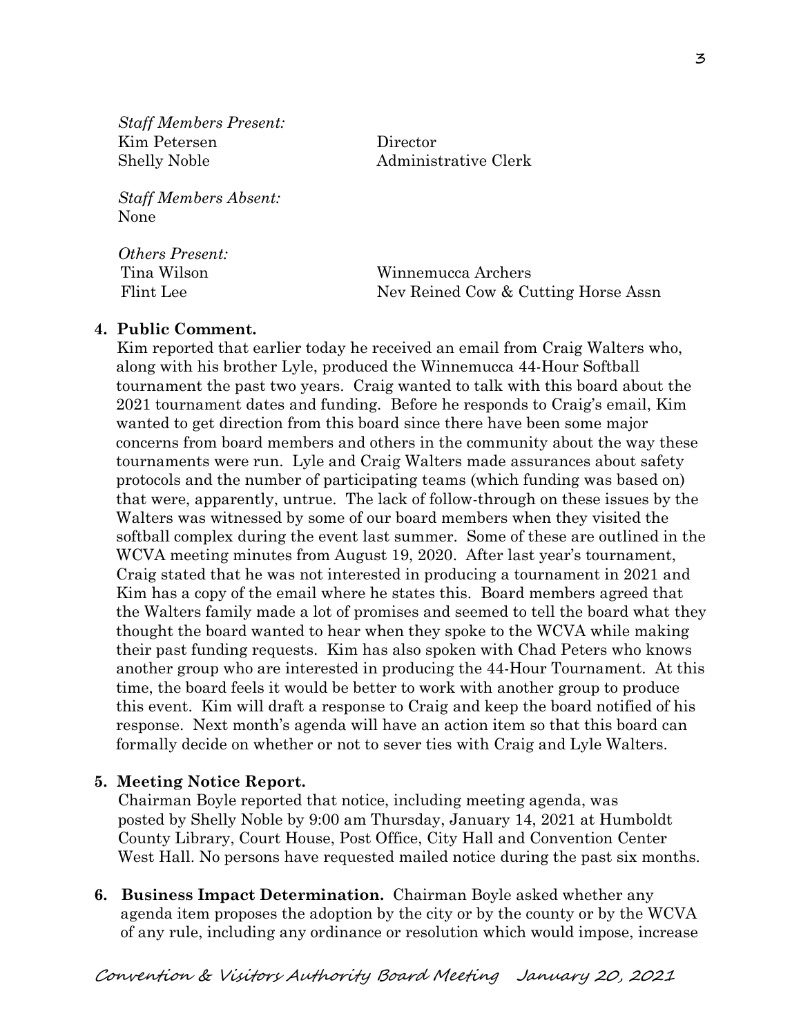*Staff Members Present:*

| | |
|---|---|
| Kim Petersen | Director |
| Shelly Noble | Administrative Clerk |

*Staff Members Absent:*
None

*Others Present:*

| | |
|---|---|
| Tina Wilson | Winnemucca Archers |
| Flint Lee | Nev Reined Cow & Cutting Horse Assn |

**4. Public Comment.**

Kim reported that earlier today he received an email from Craig Walters who, along with his brother Lyle, produced the Winnemucca 44-Hour Softball tournament the past two years. Craig wanted to talk with this board about the 2021 tournament dates and funding. Before he responds to Craig's email, Kim wanted to get direction from this board since there have been some major concerns from board members and others in the community about the way these tournaments were run. Lyle and Craig Walters made assurances about safety protocols and the number of participating teams (which funding was based on) that were, apparently, untrue. The lack of follow-through on these issues by the Walters was witnessed by some of our board members when they visited the softball complex during the event last summer. Some of these are outlined in the WCVA meeting minutes from August 19, 2020. After last year's tournament, Craig stated that he was not interested in producing a tournament in 2021 and Kim has a copy of the email where he states this. Board members agreed that the Walters family made a lot of promises and seemed to tell the board what they thought the board wanted to hear when they spoke to the WCVA while making their past funding requests. Kim has also spoken with Chad Peters who knows another group who are interested in producing the 44-Hour Tournament. At this time, the board feels it would be better to work with another group to produce this event. Kim will draft a response to Craig and keep the board notified of his response. Next month's agenda will have an action item so that this board can formally decide on whether or not to sever ties with Craig and Lyle Walters.

**5. Meeting Notice Report.**

Chairman Boyle reported that notice, including meeting agenda, was posted by Shelly Noble by 9:00 am Thursday, January 14, 2021 at Humboldt County Library, Court House, Post Office, City Hall and Convention Center West Hall. No persons have requested mailed notice during the past six months.

**6. Business Impact Determination.** Chairman Boyle asked whether any agenda item proposes the adoption by the city or by the county or by the WCVA of any rule, including any ordinance or resolution which would impose, increase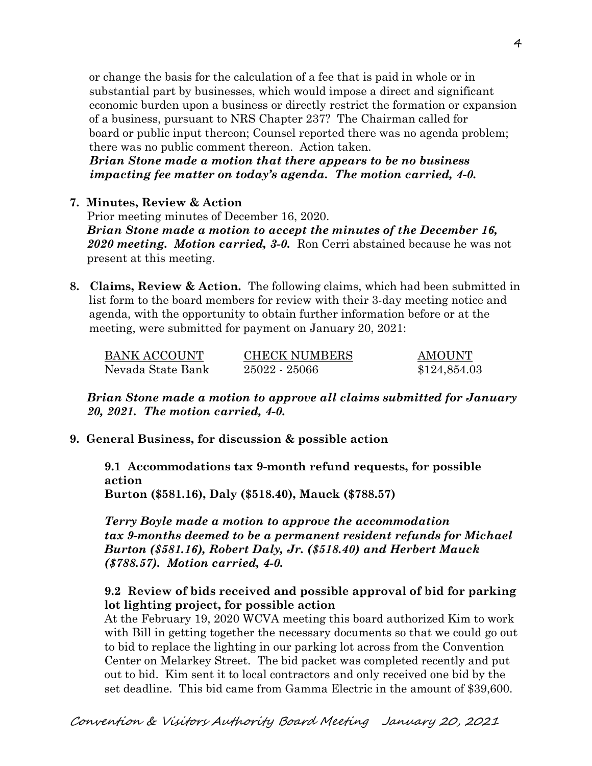or change the basis for the calculation of a fee that is paid in whole or in substantial part by businesses, which would impose a direct and significant economic burden upon a business or directly restrict the formation or expansion of a business, pursuant to NRS Chapter 237? The Chairman called for board or public input thereon; Counsel reported there was no agenda problem; there was no public comment thereon. Action taken.

***Brian Stone made a motion that there appears to be no business impacting fee matter on today's agenda. The motion carried, 4-0.***

**7. Minutes, Review & Action**

Prior meeting minutes of December 16, 2020.

***Brian Stone made a motion to accept the minutes of the December 16, 2020 meeting. Motion carried, 3-0.*** Ron Cerri abstained because he was not present at this meeting.

**8. Claims, Review & Action.** The following claims, which had been submitted in list form to the board members for review with their 3-day meeting notice and agenda, with the opportunity to obtain further information before or at the meeting, were submitted for payment on January 20, 2021:

| BANK ACCOUNT | CHECK NUMBERS | AMOUNT |
|---|---|---|
| Nevada State Bank | 25022 - 25066 | \$124,854.03 |

***Brian Stone made a motion to approve all claims submitted for January 20, 2021. The motion carried, 4-0.***

**9. General Business, for discussion & possible action**

**9.1 Accommodations tax 9-month refund requests, for possible action**
**Burton (\$581.16), Daly (\$518.40), Mauck (\$788.57)**

***Terry Boyle made a motion to approve the accommodation tax 9-months deemed to be a permanent resident refunds for Michael Burton (\$581.16), Robert Daly, Jr. (\$518.40) and Herbert Mauck (\$788.57). Motion carried, 4-0.***

**9.2 Review of bids received and possible approval of bid for parking lot lighting project, for possible action**

At the February 19, 2020 WCVA meeting this board authorized Kim to work with Bill in getting together the necessary documents so that we could go out to bid to replace the lighting in our parking lot across from the Convention Center on Melarkey Street. The bid packet was completed recently and put out to bid. Kim sent it to local contractors and only received one bid by the set deadline. This bid came from Gamma Electric in the amount of \$39,600.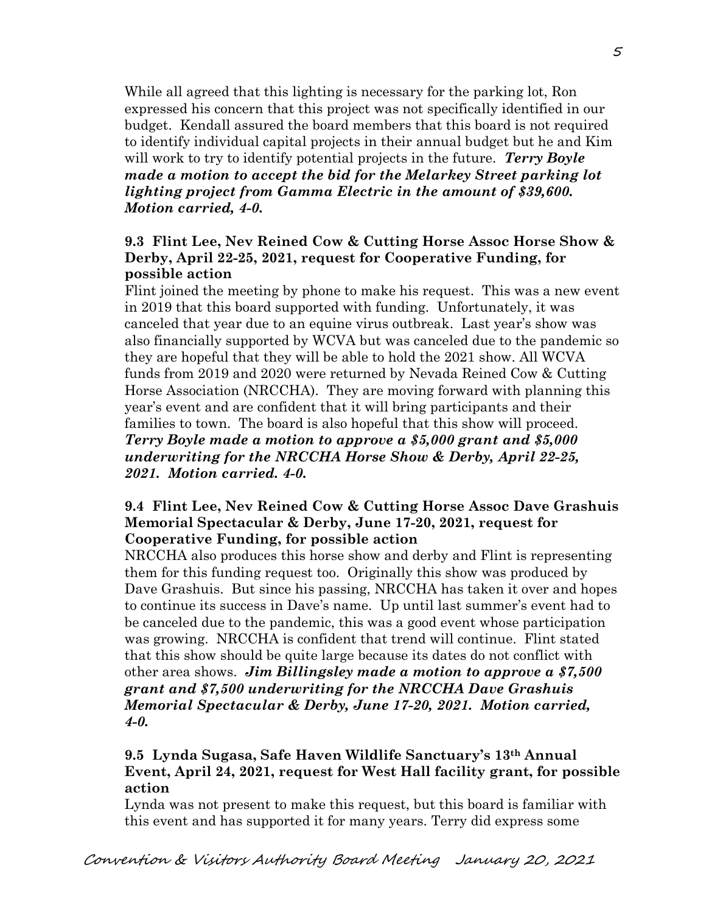While all agreed that this lighting is necessary for the parking lot, Ron expressed his concern that this project was not specifically identified in our budget. Kendall assured the board members that this board is not required to identify individual capital projects in their annual budget but he and Kim will work to try to identify potential projects in the future. ***Terry Boyle made a motion to accept the bid for the Melarkey Street parking lot lighting project from Gamma Electric in the amount of $39,600. Motion carried, 4-0.***

**9.3 Flint Lee, Nev Reined Cow & Cutting Horse Assoc Horse Show & Derby, April 22-25, 2021, request for Cooperative Funding, for possible action**

Flint joined the meeting by phone to make his request. This was a new event in 2019 that this board supported with funding. Unfortunately, it was canceled that year due to an equine virus outbreak. Last year's show was also financially supported by WCVA but was canceled due to the pandemic so they are hopeful that they will be able to hold the 2021 show. All WCVA funds from 2019 and 2020 were returned by Nevada Reined Cow & Cutting Horse Association (NRCCHA). They are moving forward with planning this year's event and are confident that it will bring participants and their families to town. The board is also hopeful that this show will proceed. ***Terry Boyle made a motion to approve a $5,000 grant and $5,000 underwriting for the NRCCHA Horse Show & Derby, April 22-25, 2021. Motion carried. 4-0.***

**9.4 Flint Lee, Nev Reined Cow & Cutting Horse Assoc Dave Grashuis Memorial Spectacular & Derby, June 17-20, 2021, request for Cooperative Funding, for possible action**

NRCCHA also produces this horse show and derby and Flint is representing them for this funding request too. Originally this show was produced by Dave Grashuis. But since his passing, NRCCHA has taken it over and hopes to continue its success in Dave's name. Up until last summer's event had to be canceled due to the pandemic, this was a good event whose participation was growing. NRCCHA is confident that trend will continue. Flint stated that this show should be quite large because its dates do not conflict with other area shows. ***Jim Billingsley made a motion to approve a $7,500 grant and $7,500 underwriting for the NRCCHA Dave Grashuis Memorial Spectacular & Derby, June 17-20, 2021. Motion carried, 4-0.***

**9.5 Lynda Sugasa, Safe Haven Wildlife Sanctuary's 13th Annual Event, April 24, 2021, request for West Hall facility grant, for possible action**

Lynda was not present to make this request, but this board is familiar with this event and has supported it for many years. Terry did express some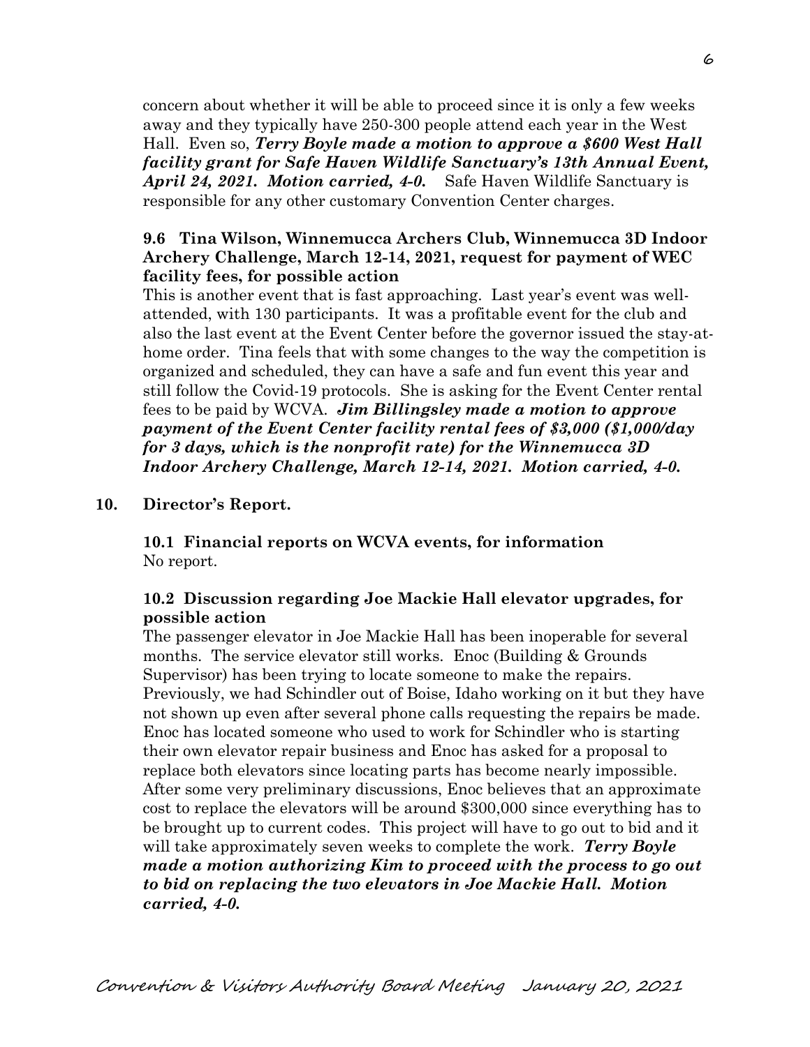concern about whether it will be able to proceed since it is only a few weeks away and they typically have 250-300 people attend each year in the West Hall. Even so, ***Terry Boyle made a motion to approve a $600 West Hall facility grant for Safe Haven Wildlife Sanctuary's 13th Annual Event, April 24, 2021. Motion carried, 4-0.*** Safe Haven Wildlife Sanctuary is responsible for any other customary Convention Center charges.

**9.6 Tina Wilson, Winnemucca Archers Club, Winnemucca 3D Indoor Archery Challenge, March 12-14, 2021, request for payment of WEC facility fees, for possible action**

This is another event that is fast approaching. Last year's event was well-attended, with 130 participants. It was a profitable event for the club and also the last event at the Event Center before the governor issued the stay-at-home order. Tina feels that with some changes to the way the competition is organized and scheduled, they can have a safe and fun event this year and still follow the Covid-19 protocols. She is asking for the Event Center rental fees to be paid by WCVA. ***Jim Billingsley made a motion to approve payment of the Event Center facility rental fees of $3,000 ($1,000/day for 3 days, which is the nonprofit rate) for the Winnemucca 3D Indoor Archery Challenge, March 12-14, 2021. Motion carried, 4-0.***

**10. Director's Report.**

**10.1 Financial reports on WCVA events, for information**

No report.

**10.2 Discussion regarding Joe Mackie Hall elevator upgrades, for possible action**

The passenger elevator in Joe Mackie Hall has been inoperable for several months. The service elevator still works. Enoc (Building & Grounds Supervisor) has been trying to locate someone to make the repairs. Previously, we had Schindler out of Boise, Idaho working on it but they have not shown up even after several phone calls requesting the repairs be made. Enoc has located someone who used to work for Schindler who is starting their own elevator repair business and Enoc has asked for a proposal to replace both elevators since locating parts has become nearly impossible. After some very preliminary discussions, Enoc believes that an approximate cost to replace the elevators will be around $300,000 since everything has to be brought up to current codes. This project will have to go out to bid and it will take approximately seven weeks to complete the work. ***Terry Boyle made a motion authorizing Kim to proceed with the process to go out to bid on replacing the two elevators in Joe Mackie Hall. Motion carried, 4-0.***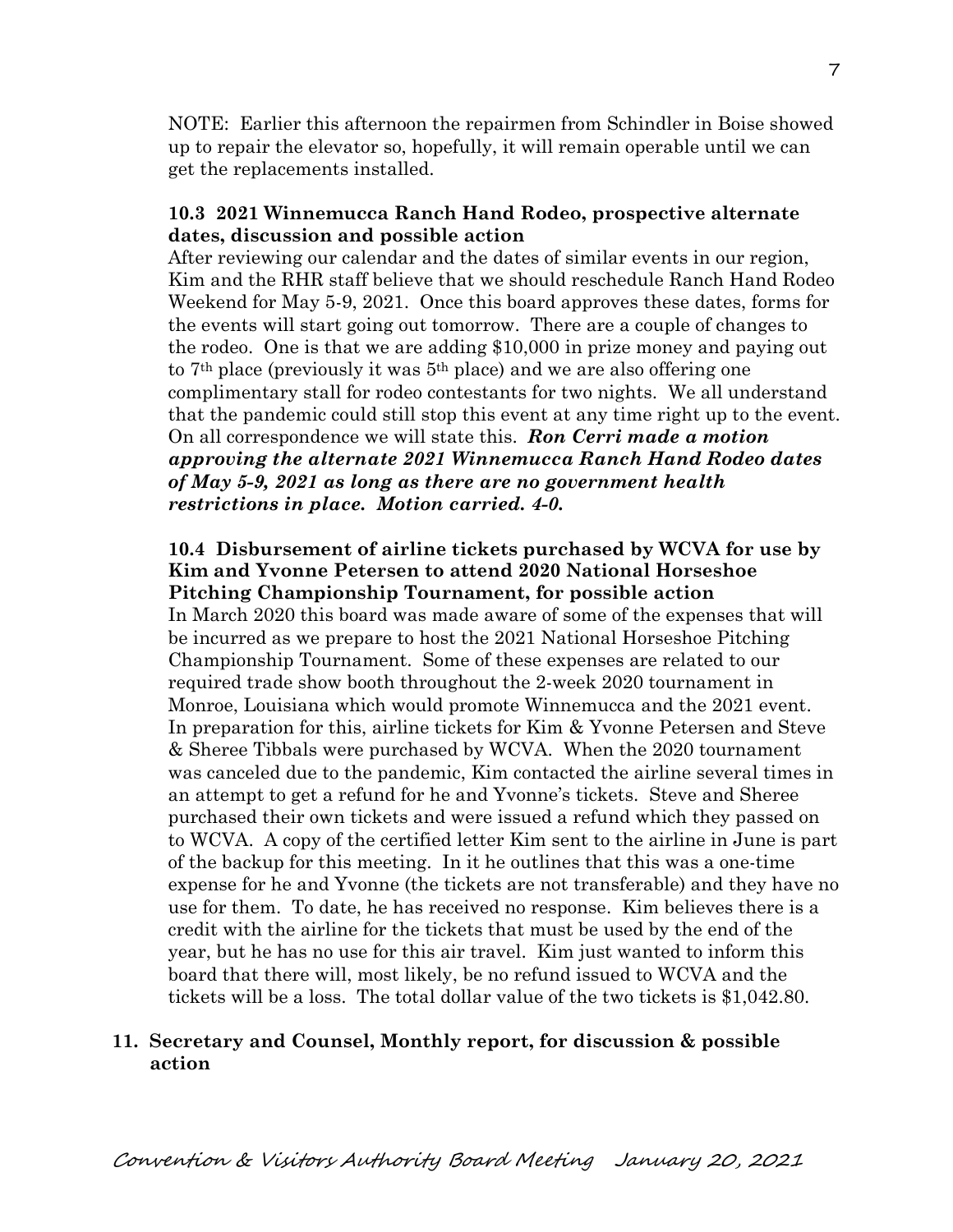NOTE: Earlier this afternoon the repairmen from Schindler in Boise showed up to repair the elevator so, hopefully, it will remain operable until we can get the replacements installed.

**10.3 2021 Winnemucca Ranch Hand Rodeo, prospective alternate dates, discussion and possible action**

After reviewing our calendar and the dates of similar events in our region, Kim and the RHR staff believe that we should reschedule Ranch Hand Rodeo Weekend for May 5-9, 2021. Once this board approves these dates, forms for the events will start going out tomorrow. There are a couple of changes to the rodeo. One is that we are adding $10,000 in prize money and paying out to 7th place (previously it was 5th place) and we are also offering one complimentary stall for rodeo contestants for two nights. We all understand that the pandemic could still stop this event at any time right up to the event. On all correspondence we will state this. ***Ron Cerri made a motion approving the alternate 2021 Winnemucca Ranch Hand Rodeo dates of May 5-9, 2021 as long as there are no government health restrictions in place. Motion carried. 4-0.***

**10.4 Disbursement of airline tickets purchased by WCVA for use by Kim and Yvonne Petersen to attend 2020 National Horseshoe Pitching Championship Tournament, for possible action**

In March 2020 this board was made aware of some of the expenses that will be incurred as we prepare to host the 2021 National Horseshoe Pitching Championship Tournament. Some of these expenses are related to our required trade show booth throughout the 2-week 2020 tournament in Monroe, Louisiana which would promote Winnemucca and the 2021 event. In preparation for this, airline tickets for Kim & Yvonne Petersen and Steve & Sheree Tibbals were purchased by WCVA. When the 2020 tournament was canceled due to the pandemic, Kim contacted the airline several times in an attempt to get a refund for he and Yvonne's tickets. Steve and Sheree purchased their own tickets and were issued a refund which they passed on to WCVA. A copy of the certified letter Kim sent to the airline in June is part of the backup for this meeting. In it he outlines that this was a one-time expense for he and Yvonne (the tickets are not transferable) and they have no use for them. To date, he has received no response. Kim believes there is a credit with the airline for the tickets that must be used by the end of the year, but he has no use for this air travel. Kim just wanted to inform this board that there will, most likely, be no refund issued to WCVA and the tickets will be a loss. The total dollar value of the two tickets is $1,042.80.

**11. Secretary and Counsel, Monthly report, for discussion & possible action**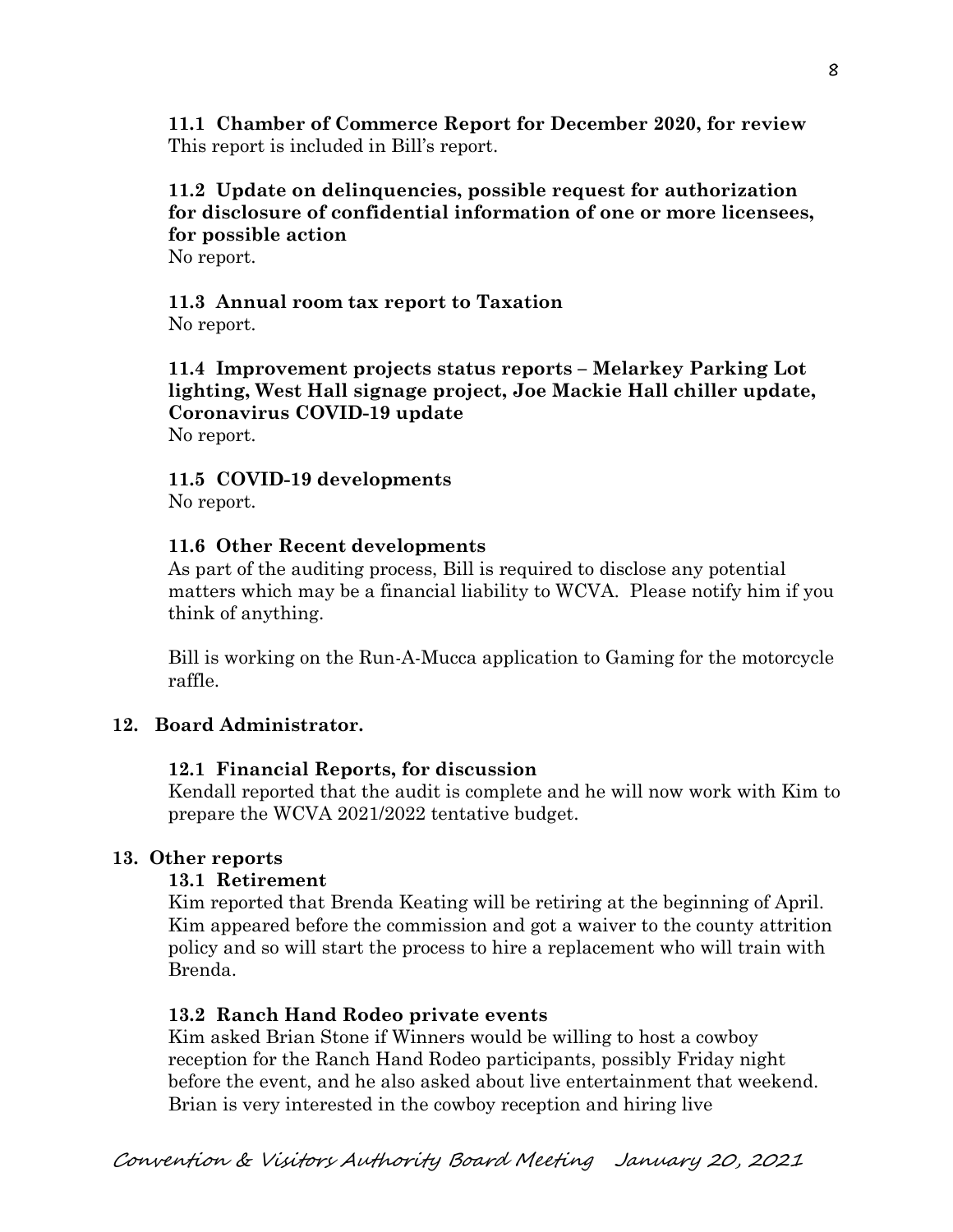**11.1 Chamber of Commerce Report for December 2020, for review**
This report is included in Bill's report.

**11.2 Update on delinquencies, possible request for authorization for disclosure of confidential information of one or more licensees, for possible action**
No report.

**11.3 Annual room tax report to Taxation**
No report.

**11.4 Improvement projects status reports – Melarkey Parking Lot lighting, West Hall signage project, Joe Mackie Hall chiller update, Coronavirus COVID-19 update**
No report.

**11.5 COVID-19 developments**
No report.

**11.6 Other Recent developments**
As part of the auditing process, Bill is required to disclose any potential matters which may be a financial liability to WCVA. Please notify him if you think of anything.

Bill is working on the Run-A-Mucca application to Gaming for the motorcycle raffle.

## 12. Board Administrator.

**12.1 Financial Reports, for discussion**
Kendall reported that the audit is complete and he will now work with Kim to prepare the WCVA 2021/2022 tentative budget.

## 13. Other reports

**13.1 Retirement**
Kim reported that Brenda Keating will be retiring at the beginning of April. Kim appeared before the commission and got a waiver to the county attrition policy and so will start the process to hire a replacement who will train with Brenda.

**13.2 Ranch Hand Rodeo private events**
Kim asked Brian Stone if Winners would be willing to host a cowboy reception for the Ranch Hand Rodeo participants, possibly Friday night before the event, and he also asked about live entertainment that weekend. Brian is very interested in the cowboy reception and hiring live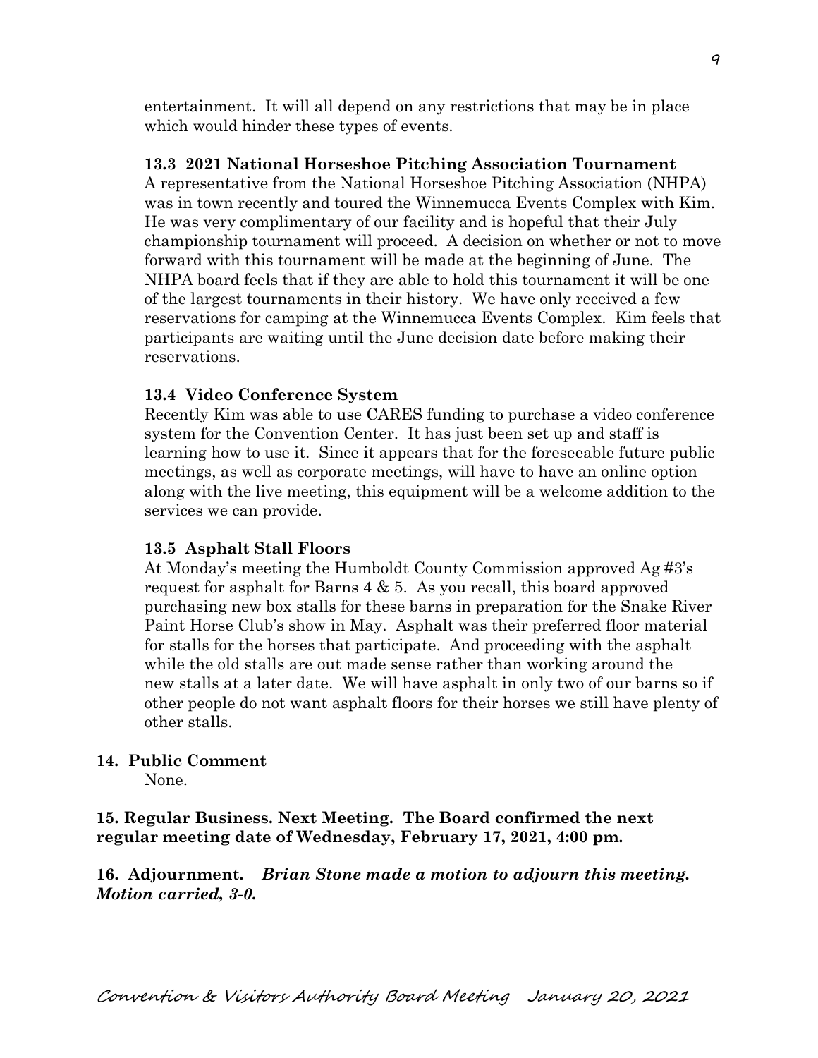entertainment. It will all depend on any restrictions that may be in place which would hinder these types of events.

**13.3 2021 National Horseshoe Pitching Association Tournament**
A representative from the National Horseshoe Pitching Association (NHPA) was in town recently and toured the Winnemucca Events Complex with Kim. He was very complimentary of our facility and is hopeful that their July championship tournament will proceed. A decision on whether or not to move forward with this tournament will be made at the beginning of June. The NHPA board feels that if they are able to hold this tournament it will be one of the largest tournaments in their history. We have only received a few reservations for camping at the Winnemucca Events Complex. Kim feels that participants are waiting until the June decision date before making their reservations.

**13.4 Video Conference System**
Recently Kim was able to use CARES funding to purchase a video conference system for the Convention Center. It has just been set up and staff is learning how to use it. Since it appears that for the foreseeable future public meetings, as well as corporate meetings, will have to have an online option along with the live meeting, this equipment will be a welcome addition to the services we can provide.

**13.5 Asphalt Stall Floors**
At Monday's meeting the Humboldt County Commission approved Ag #3's request for asphalt for Barns 4 & 5. As you recall, this board approved purchasing new box stalls for these barns in preparation for the Snake River Paint Horse Club's show in May. Asphalt was their preferred floor material for stalls for the horses that participate. And proceeding with the asphalt while the old stalls are out made sense rather than working around the new stalls at a later date. We will have asphalt in only two of our barns so if other people do not want asphalt floors for their horses we still have plenty of other stalls.

**14. Public Comment**
None.

**15. Regular Business. Next Meeting. The Board confirmed the next regular meeting date of Wednesday, February 17, 2021, 4:00 pm.**

**16. Adjournment.** ***Brian Stone made a motion to adjourn this meeting. Motion carried, 3-0.***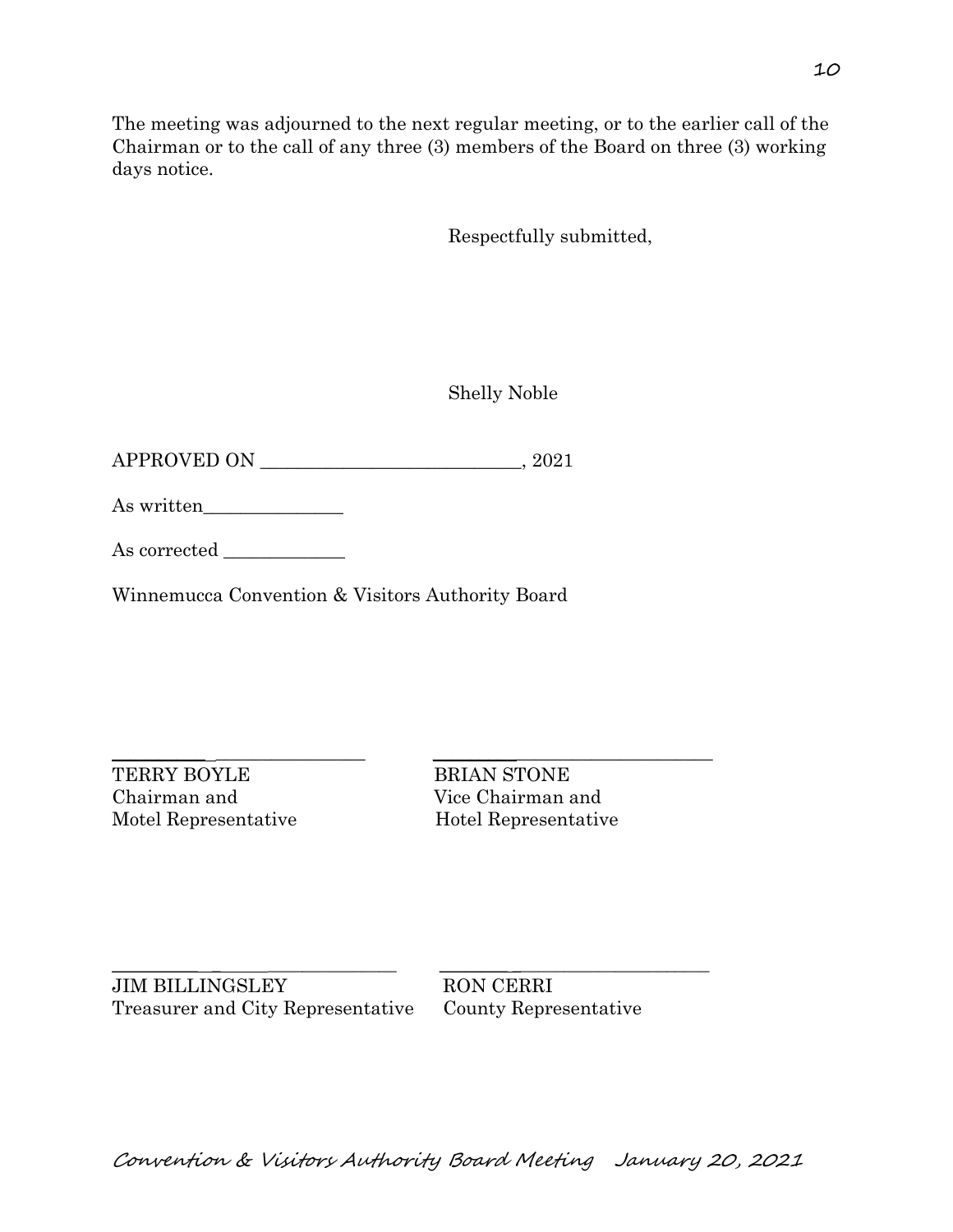The meeting was adjourned to the next regular meeting, or to the earlier call of the Chairman or to the call of any three (3) members of the Board on three (3) working days notice.

Respectfully submitted,

Shelly Noble

APPROVED ON ___________________________, 2021

As written_______________

As corrected _____________

Winnemucca Convention & Visitors Authority Board

_____________________________
TERRY BOYLE
Chairman and
Motel Representative

_____________________________
BRIAN STONE
Vice Chairman and
Hotel Representative

_____________________________
JIM BILLINGSLEY
Treasurer and City Representative

_____________________________
RON CERRI
County Representative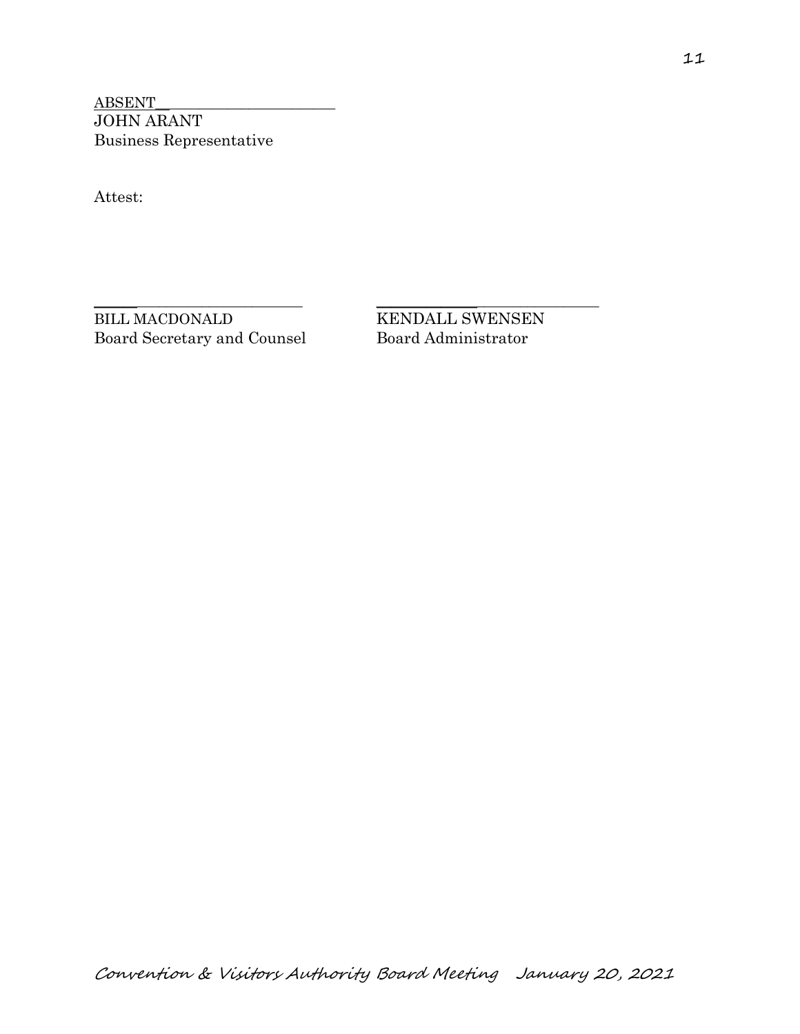ABSENT________________________
JOHN ARANT
Business Representative

Attest:

______________________________
BILL MACDONALD
Board Secretary and Counsel

______________________________
KENDALL SWENSEN
Board Administrator